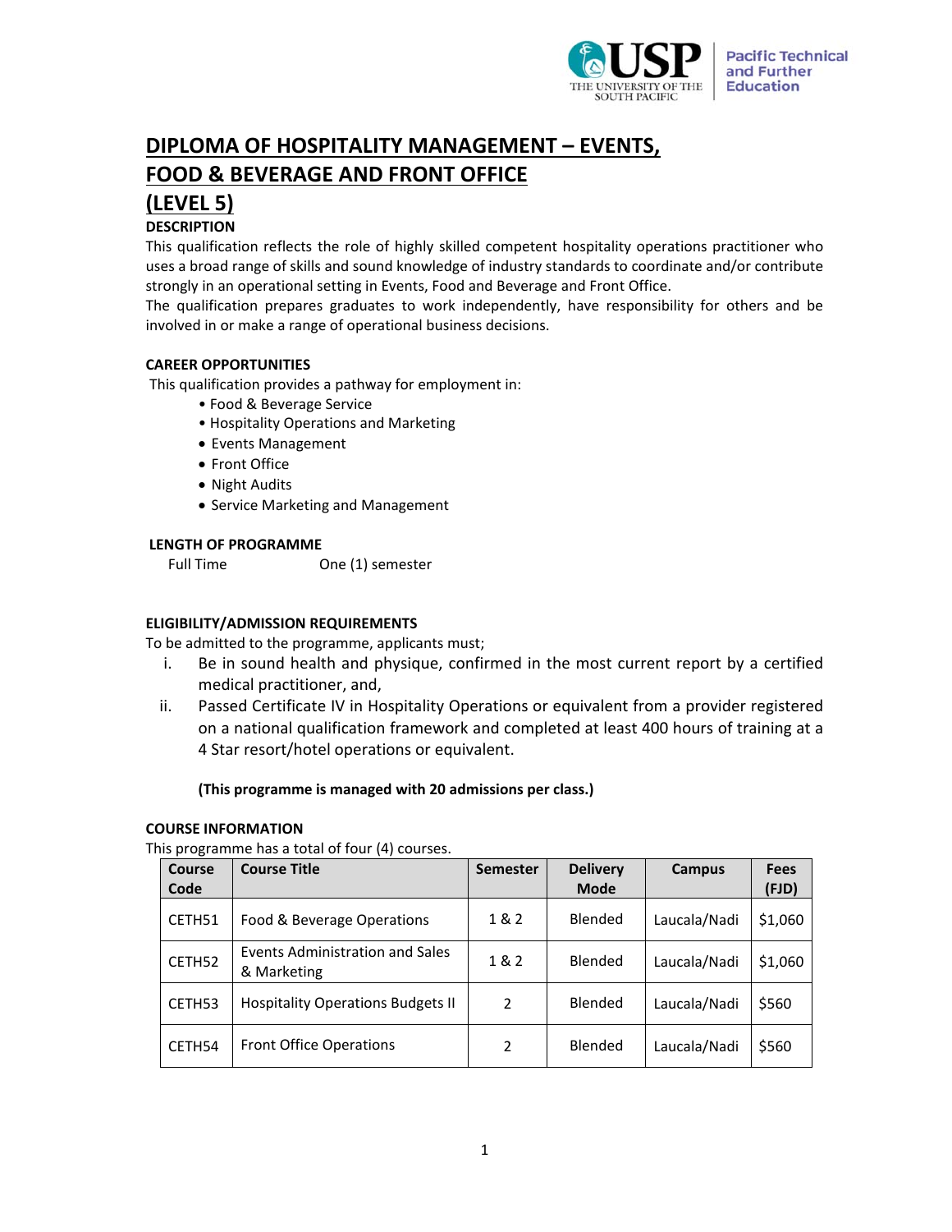# DIPLOMA OF HOSPITALITY MANAGEMENT – EVENTS, FOOD & BEVERAGE AND FRONT OFFICE (LEVEL 5)

### DESCRIPTION

This qualification reflects the role of highly skilled competent hospitality operations practitioner who uses a broad range of skills and sound knowledge of industry standards to coordinate and/or contribute strongly in an operational setting in Events, Food and Beverage and Front Office.

The qualification prepares graduates to work independently, have responsibility for others and be involved in or make a range of operational business decisions.

### CAREER OPPORTUNITIES

This qualification provides a pathway for employment in:

- Food & Beverage Service
- Hospitality Operations and Marketing
- Events Management
- Front Office
- Night Audits
- Service Marketing and Management

### LENGTH OF PROGRAMME

Full Time One (1) semester

### ELIGIBILITY/ADMISSION REQUIREMENTS

To be admitted to the programme, applicants must;

i. Be in sound health and physique, confirmed in the most current report by a certified medical practitioner, and,

ii. Passed Certificate IV in Hospitality Operations or equivalent from a provider registered on a national qualification framework and completed at least 400 hours of training at a 4 Star resort/hotel operations or equivalent.

**(This programme is managed with 20 admissions per class.)**

### COURSE INFORMATION

This programme has a total of four (4) courses.

| Course Code | Course Title | Semester | Delivery Mode | Campus | Fees (FJD) |
|---|---|---|---|---|---|
| CETH51 | Food & Beverage Operations | 1 & 2 | Blended | Laucala/Nadi | $1,060 |
| CETH52 | Events Administration and Sales & Marketing | 1 & 2 | Blended | Laucala/Nadi | $1,060 |
| CETH53 | Hospitality Operations Budgets II | 2 | Blended | Laucala/Nadi | $560 |
| CETH54 | Front Office Operations | 2 | Blended | Laucala/Nadi | $560 |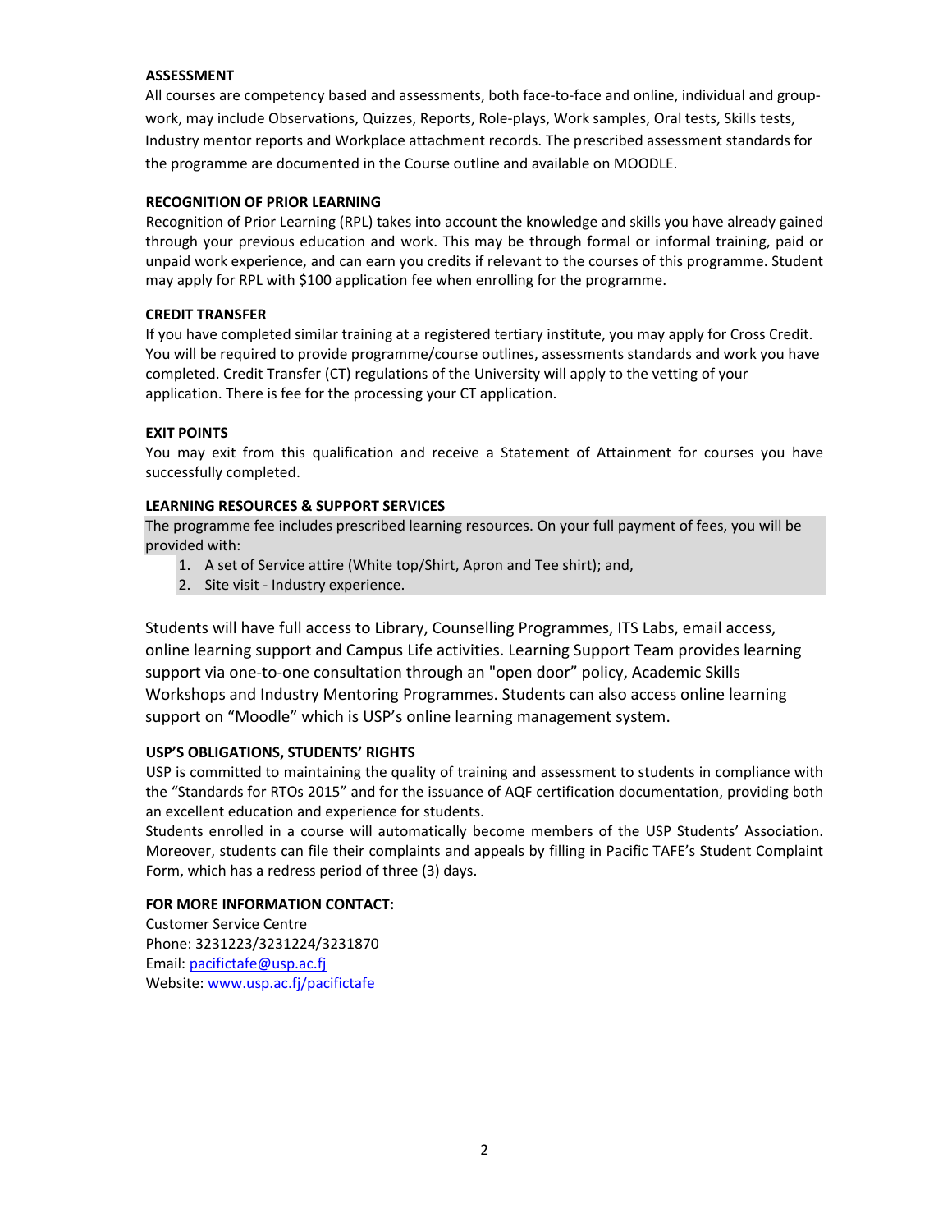**ASSESSMENT**

All courses are competency based and assessments, both face-to-face and online, individual and group-work, may include Observations, Quizzes, Reports, Role-plays, Work samples, Oral tests, Skills tests, Industry mentor reports and Workplace attachment records. The prescribed assessment standards for the programme are documented in the Course outline and available on MOODLE.

**RECOGNITION OF PRIOR LEARNING**

Recognition of Prior Learning (RPL) takes into account the knowledge and skills you have already gained through your previous education and work. This may be through formal or informal training, paid or unpaid work experience, and can earn you credits if relevant to the courses of this programme. Student may apply for RPL with $100 application fee when enrolling for the programme.

**CREDIT TRANSFER**

If you have completed similar training at a registered tertiary institute, you may apply for Cross Credit. You will be required to provide programme/course outlines, assessments standards and work you have completed. Credit Transfer (CT) regulations of the University will apply to the vetting of your application. There is fee for the processing your CT application.

**EXIT POINTS**

You may exit from this qualification and receive a Statement of Attainment for courses you have successfully completed.

**LEARNING RESOURCES & SUPPORT SERVICES**

The programme fee includes prescribed learning resources. On your full payment of fees, you will be provided with:

1. A set of Service attire (White top/Shirt, Apron and Tee shirt); and,
2. Site visit - Industry experience.

Students will have full access to Library, Counselling Programmes, ITS Labs, email access, online learning support and Campus Life activities. Learning Support Team provides learning support via one-to-one consultation through an "open door" policy, Academic Skills Workshops and Industry Mentoring Programmes. Students can also access online learning support on “Moodle” which is USP’s online learning management system.

**USP’S OBLIGATIONS, STUDENTS’ RIGHTS**

USP is committed to maintaining the quality of training and assessment to students in compliance with the “Standards for RTOs 2015” and for the issuance of AQF certification documentation, providing both an excellent education and experience for students.

Students enrolled in a course will automatically become members of the USP Students’ Association. Moreover, students can file their complaints and appeals by filling in Pacific TAFE’s Student Complaint Form, which has a redress period of three (3) days.

**FOR MORE INFORMATION CONTACT:**

Customer Service Centre
Phone: 3231223/3231224/3231870
Email: pacifictafe@usp.ac.fj
Website: www.usp.ac.fj/pacifictafe